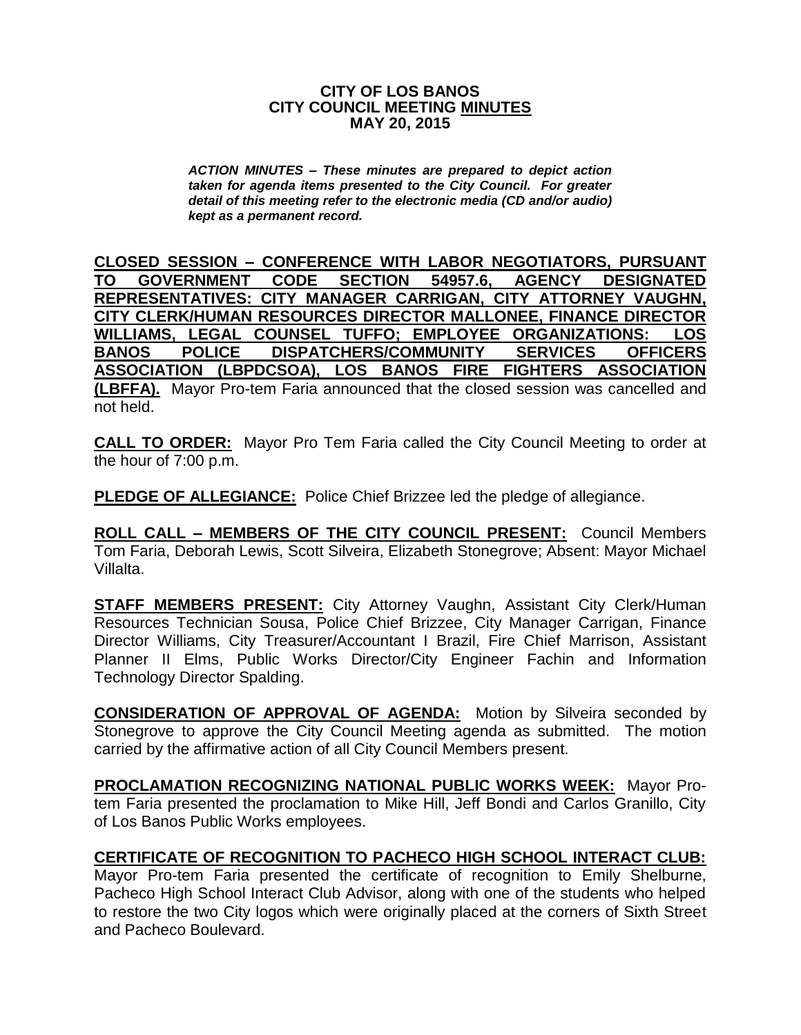**CITY OF LOS BANOS**
**CITY COUNCIL MEETING MINUTES**
**MAY 20, 2015**

***ACTION MINUTES – These minutes are prepared to depict action taken for agenda items presented to the City Council. For greater detail of this meeting refer to the electronic media (CD and/or audio) kept as a permanent record.***

**CLOSED SESSION – CONFERENCE WITH LABOR NEGOTIATORS, PURSUANT TO GOVERNMENT CODE SECTION 54957.6, AGENCY DESIGNATED REPRESENTATIVES: CITY MANAGER CARRIGAN, CITY ATTORNEY VAUGHN, CITY CLERK/HUMAN RESOURCES DIRECTOR MALLONEE, FINANCE DIRECTOR WILLIAMS, LEGAL COUNSEL TUFFO; EMPLOYEE ORGANIZATIONS: LOS BANOS POLICE DISPATCHERS/COMMUNITY SERVICES OFFICERS ASSOCIATION (LBPDCSOA), LOS BANOS FIRE FIGHTERS ASSOCIATION (LBFFA).** Mayor Pro-tem Faria announced that the closed session was cancelled and not held.

**CALL TO ORDER:** Mayor Pro Tem Faria called the City Council Meeting to order at the hour of 7:00 p.m.

**PLEDGE OF ALLEGIANCE:** Police Chief Brizzee led the pledge of allegiance.

**ROLL CALL – MEMBERS OF THE CITY COUNCIL PRESENT:** Council Members Tom Faria, Deborah Lewis, Scott Silveira, Elizabeth Stonegrove; Absent: Mayor Michael Villalta.

**STAFF MEMBERS PRESENT:** City Attorney Vaughn, Assistant City Clerk/Human Resources Technician Sousa, Police Chief Brizzee, City Manager Carrigan, Finance Director Williams, City Treasurer/Accountant I Brazil, Fire Chief Marrison, Assistant Planner II Elms, Public Works Director/City Engineer Fachin and Information Technology Director Spalding.

**CONSIDERATION OF APPROVAL OF AGENDA:** Motion by Silveira seconded by Stonegrove to approve the City Council Meeting agenda as submitted. The motion carried by the affirmative action of all City Council Members present.

**PROCLAMATION RECOGNIZING NATIONAL PUBLIC WORKS WEEK:** Mayor Pro-tem Faria presented the proclamation to Mike Hill, Jeff Bondi and Carlos Granillo, City of Los Banos Public Works employees.

**CERTIFICATE OF RECOGNITION TO PACHECO HIGH SCHOOL INTERACT CLUB:** Mayor Pro-tem Faria presented the certificate of recognition to Emily Shelburne, Pacheco High School Interact Club Advisor, along with one of the students who helped to restore the two City logos which were originally placed at the corners of Sixth Street and Pacheco Boulevard.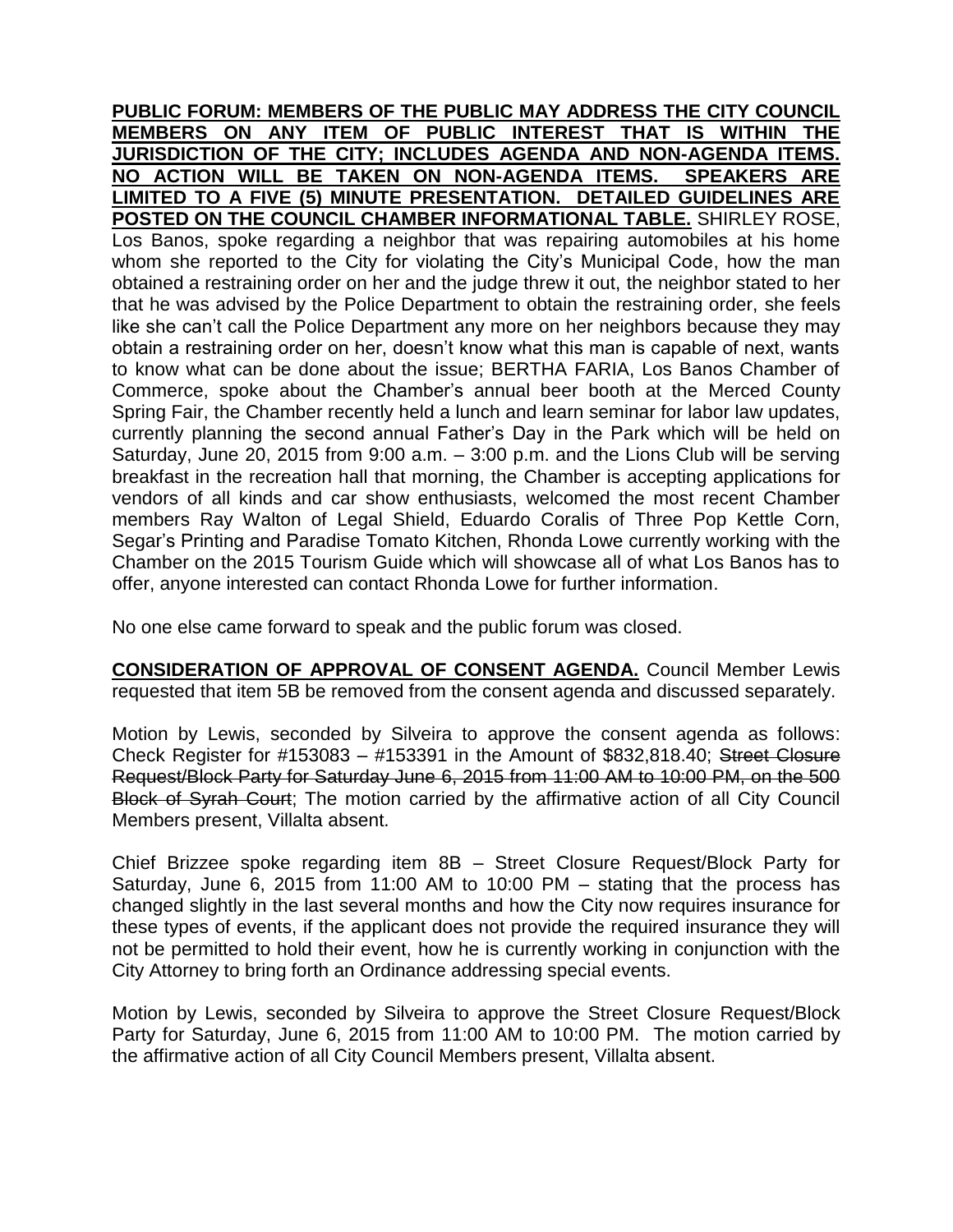**PUBLIC FORUM: MEMBERS OF THE PUBLIC MAY ADDRESS THE CITY COUNCIL MEMBERS ON ANY ITEM OF PUBLIC INTEREST THAT IS WITHIN THE JURISDICTION OF THE CITY; INCLUDES AGENDA AND NON-AGENDA ITEMS. NO ACTION WILL BE TAKEN ON NON-AGENDA ITEMS. SPEAKERS ARE LIMITED TO A FIVE (5) MINUTE PRESENTATION. DETAILED GUIDELINES ARE POSTED ON THE COUNCIL CHAMBER INFORMATIONAL TABLE.** SHIRLEY ROSE, Los Banos, spoke regarding a neighbor that was repairing automobiles at his home whom she reported to the City for violating the City's Municipal Code, how the man obtained a restraining order on her and the judge threw it out, the neighbor stated to her that he was advised by the Police Department to obtain the restraining order, she feels like she can't call the Police Department any more on her neighbors because they may obtain a restraining order on her, doesn't know what this man is capable of next, wants to know what can be done about the issue; BERTHA FARIA, Los Banos Chamber of Commerce, spoke about the Chamber's annual beer booth at the Merced County Spring Fair, the Chamber recently held a lunch and learn seminar for labor law updates, currently planning the second annual Father's Day in the Park which will be held on Saturday, June 20, 2015 from 9:00 a.m. – 3:00 p.m. and the Lions Club will be serving breakfast in the recreation hall that morning, the Chamber is accepting applications for vendors of all kinds and car show enthusiasts, welcomed the most recent Chamber members Ray Walton of Legal Shield, Eduardo Coralis of Three Pop Kettle Corn, Segar's Printing and Paradise Tomato Kitchen, Rhonda Lowe currently working with the Chamber on the 2015 Tourism Guide which will showcase all of what Los Banos has to offer, anyone interested can contact Rhonda Lowe for further information.

No one else came forward to speak and the public forum was closed.

**CONSIDERATION OF APPROVAL OF CONSENT AGENDA.** Council Member Lewis requested that item 5B be removed from the consent agenda and discussed separately.

Motion by Lewis, seconded by Silveira to approve the consent agenda as follows: Check Register for #153083 – #153391 in the Amount of $832,818.40; ~~Street Closure Request/Block Party for Saturday June 6, 2015 from 11:00 AM to 10:00 PM, on the 500 Block of Syrah Court~~; The motion carried by the affirmative action of all City Council Members present, Villalta absent.

Chief Brizzee spoke regarding item 8B – Street Closure Request/Block Party for Saturday, June 6, 2015 from 11:00 AM to 10:00 PM – stating that the process has changed slightly in the last several months and how the City now requires insurance for these types of events, if the applicant does not provide the required insurance they will not be permitted to hold their event, how he is currently working in conjunction with the City Attorney to bring forth an Ordinance addressing special events.

Motion by Lewis, seconded by Silveira to approve the Street Closure Request/Block Party for Saturday, June 6, 2015 from 11:00 AM to 10:00 PM. The motion carried by the affirmative action of all City Council Members present, Villalta absent.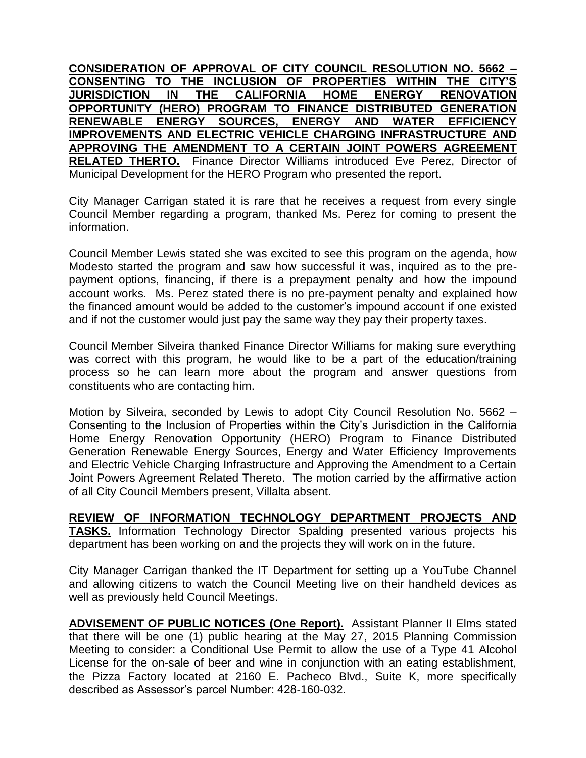**CONSIDERATION OF APPROVAL OF CITY COUNCIL RESOLUTION NO. 5662 – CONSENTING TO THE INCLUSION OF PROPERTIES WITHIN THE CITY'S JURISDICTION IN THE CALIFORNIA HOME ENERGY RENOVATION OPPORTUNITY (HERO) PROGRAM TO FINANCE DISTRIBUTED GENERATION RENEWABLE ENERGY SOURCES, ENERGY AND WATER EFFICIENCY IMPROVEMENTS AND ELECTRIC VEHICLE CHARGING INFRASTRUCTURE AND APPROVING THE AMENDMENT TO A CERTAIN JOINT POWERS AGREEMENT RELATED THERTO.** Finance Director Williams introduced Eve Perez, Director of Municipal Development for the HERO Program who presented the report.

City Manager Carrigan stated it is rare that he receives a request from every single Council Member regarding a program, thanked Ms. Perez for coming to present the information.

Council Member Lewis stated she was excited to see this program on the agenda, how Modesto started the program and saw how successful it was, inquired as to the pre-payment options, financing, if there is a prepayment penalty and how the impound account works. Ms. Perez stated there is no pre-payment penalty and explained how the financed amount would be added to the customer's impound account if one existed and if not the customer would just pay the same way they pay their property taxes.

Council Member Silveira thanked Finance Director Williams for making sure everything was correct with this program, he would like to be a part of the education/training process so he can learn more about the program and answer questions from constituents who are contacting him.

Motion by Silveira, seconded by Lewis to adopt City Council Resolution No. 5662 – Consenting to the Inclusion of Properties within the City's Jurisdiction in the California Home Energy Renovation Opportunity (HERO) Program to Finance Distributed Generation Renewable Energy Sources, Energy and Water Efficiency Improvements and Electric Vehicle Charging Infrastructure and Approving the Amendment to a Certain Joint Powers Agreement Related Thereto. The motion carried by the affirmative action of all City Council Members present, Villalta absent.

**REVIEW OF INFORMATION TECHNOLOGY DEPARTMENT PROJECTS AND TASKS.** Information Technology Director Spalding presented various projects his department has been working on and the projects they will work on in the future.

City Manager Carrigan thanked the IT Department for setting up a YouTube Channel and allowing citizens to watch the Council Meeting live on their handheld devices as well as previously held Council Meetings.

**ADVISEMENT OF PUBLIC NOTICES (One Report).** Assistant Planner II Elms stated that there will be one (1) public hearing at the May 27, 2015 Planning Commission Meeting to consider: a Conditional Use Permit to allow the use of a Type 41 Alcohol License for the on-sale of beer and wine in conjunction with an eating establishment, the Pizza Factory located at 2160 E. Pacheco Blvd., Suite K, more specifically described as Assessor's parcel Number: 428-160-032.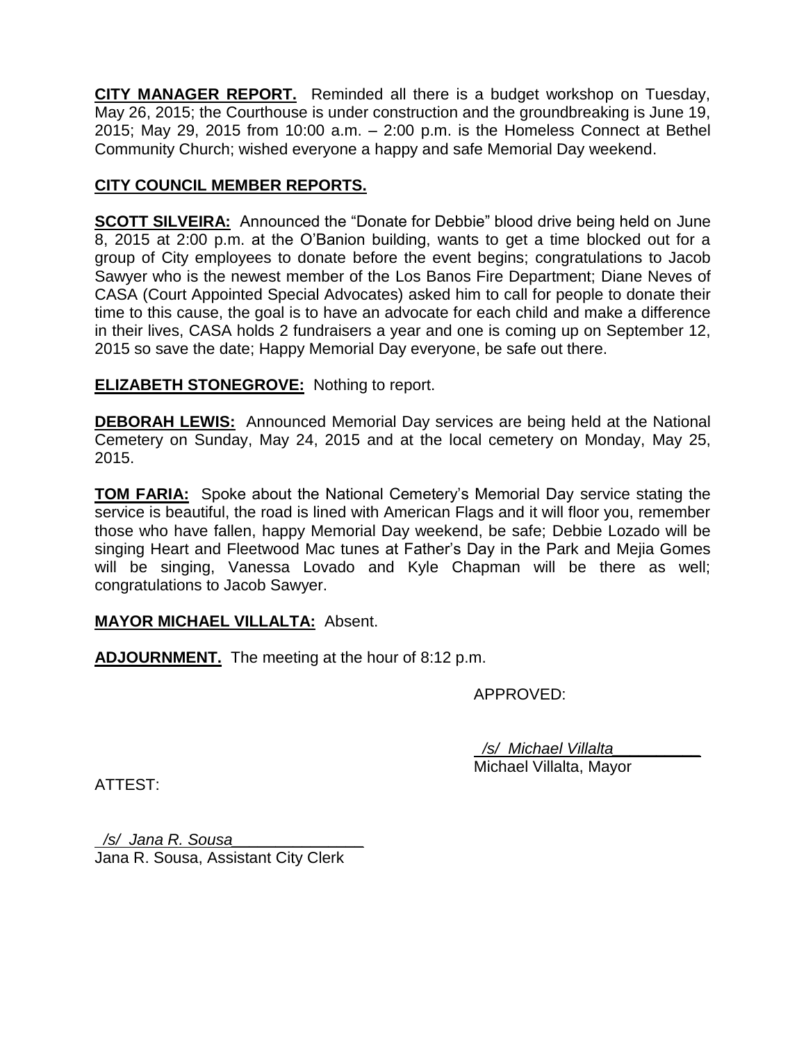**CITY MANAGER REPORT.** Reminded all there is a budget workshop on Tuesday, May 26, 2015; the Courthouse is under construction and the groundbreaking is June 19, 2015; May 29, 2015 from 10:00 a.m. – 2:00 p.m. is the Homeless Connect at Bethel Community Church; wished everyone a happy and safe Memorial Day weekend.

**CITY COUNCIL MEMBER REPORTS.**

**SCOTT SILVEIRA:** Announced the "Donate for Debbie" blood drive being held on June 8, 2015 at 2:00 p.m. at the O'Banion building, wants to get a time blocked out for a group of City employees to donate before the event begins; congratulations to Jacob Sawyer who is the newest member of the Los Banos Fire Department; Diane Neves of CASA (Court Appointed Special Advocates) asked him to call for people to donate their time to this cause, the goal is to have an advocate for each child and make a difference in their lives, CASA holds 2 fundraisers a year and one is coming up on September 12, 2015 so save the date; Happy Memorial Day everyone, be safe out there.

**ELIZABETH STONEGROVE:** Nothing to report.

**DEBORAH LEWIS:** Announced Memorial Day services are being held at the National Cemetery on Sunday, May 24, 2015 and at the local cemetery on Monday, May 25, 2015.

**TOM FARIA:** Spoke about the National Cemetery's Memorial Day service stating the service is beautiful, the road is lined with American Flags and it will floor you, remember those who have fallen, happy Memorial Day weekend, be safe; Debbie Lozado will be singing Heart and Fleetwood Mac tunes at Father's Day in the Park and Mejia Gomes will be singing, Vanessa Lovado and Kyle Chapman will be there as well; congratulations to Jacob Sawyer.

**MAYOR MICHAEL VILLALTA:** Absent.

**ADJOURNMENT.** The meeting at the hour of 8:12 p.m.

APPROVED:

*/s/ Michael Villalta*
Michael Villalta, Mayor

ATTEST:

*/s/ Jana R. Sousa*
Jana R. Sousa, Assistant City Clerk